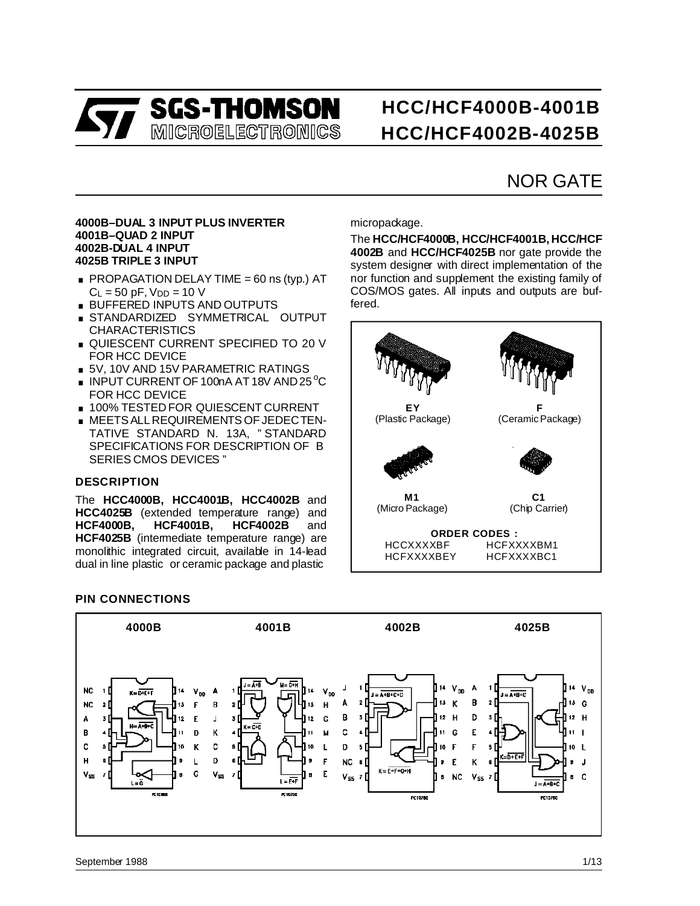# HCC/HCF4000B-4001B
# HCC/HCF4002B-4025B

## NOR GATE

**4000B–DUAL 3 INPUT PLUS INVERTER**
**4001B–QUAD 2 INPUT**
**4002B-DUAL 4 INPUT**
**4025B TRIPLE 3 INPUT**

- PROPAGATION DELAY TIME = 60 ns (typ.) AT $C_L$ = 50 pF, $V_{DD}$ = 10 V
- BUFFERED INPUTS AND OUTPUTS
- STANDARDIZED SYMMETRICAL OUTPUT CHARACTERISTICS
- QUIESCENT CURRENT SPECIFIED TO 20 V FOR HCC DEVICE
- 5V, 10V AND 15V PARAMETRIC RATINGS
- INPUT CURRENT OF 100nA AT 18V AND 25 °C FOR HCC DEVICE
- 100% TESTED FOR QUIESCENT CURRENT
- MEETS ALL REQUIREMENTS OF JEDEC TENTATIVE STANDARD N. 13A, " STANDARD SPECIFICATIONS FOR DESCRIPTION OF B SERIES CMOS DEVICES "

### DESCRIPTION

The **HCC4000B, HCC4001B, HCC4002B** and **HCC4025B** (extended temperature range) and **HCF4000B, HCF4001B, HCF4002B** and **HCF4025B** (intermediate temperature range) are monolithic integrated circuit, available in 14-lead dual in line plastic or ceramic package and plastic micropackage.

The **HCC/HCF4000B, HCC/HCF4001B, HCC/HCF 4002B** and **HCC/HCF4025B** nor gate provide the system designer with direct implementation of the nor function and supplement the existing family of COS/MOS gates. All inputs and outputs are buffered.

**EY** (Plastic Package)

**F** (Ceramic Package)

**M1** (Micro Package)

**C1** (Chip Carrier)

**ORDER CODES :**

| | |
|---|---|
| HCCXXXXBF | HCFXXXXBM1 |
| HCFXXXXBEY | HCFXXXXBC1 |

### PIN CONNECTIONS

**4000B**

| Pin | Name | Pin | Name |
|---|---|---|---|
| 1 | NC | 14 | $V_{DD}$ |
| 2 | NC | 13 | F |
| 3 | A | 12 | E |
| 4 | B | 11 | D |
| 5 | C | 10 | K |
| 6 | H | 9 | L |
| 7 | $V_{SS}$ | 8 | G |

$K = \overline{D+E+F}$, $H = \overline{A+B+C}$, $L = \overline{G}$

**4001B**

| Pin | Name | Pin | Name |
|---|---|---|---|
| 1 | A | 14 | $V_{DD}$ |
| 2 | B | 13 | H |
| 3 | J | 12 | G |
| 4 | K | 11 | M |
| 5 | C | 10 | L |
| 6 | D | 9 | F |
| 7 | $V_{SS}$ | 8 | E |

$J = \overline{A+B}$, $M = \overline{G+H}$, $K = \overline{C+D}$, $L = \overline{E+F}$

**4002B**

| Pin | Name | Pin | Name |
|---|---|---|---|
| 1 | J | 14 | $V_{DD}$ |
| 2 | A | 13 | K |
| 3 | B | 12 | H |
| 4 | C | 11 | G |
| 5 | D | 10 | F |
| 6 | NC | 9 | E |
| 7 | $V_{SS}$ | 8 | NC |

$J = \overline{A+B+C+D}$, $K = \overline{E+F+G+H}$

**4025B**

| Pin | Name | Pin | Name |
|---|---|---|---|
| 1 | A | 14 | $V_{DD}$ |
| 2 | B | 13 | G |
| 3 | D | 12 | H |
| 4 | E | 11 | I |
| 5 | F | 10 | L |
| 6 | K | 9 | J |
| 7 | $V_{SS}$ | 8 | C |

$J = \overline{A+B+C}$, $K = \overline{D+E+F}$, $L = \overline{G+H+I}$

September 1988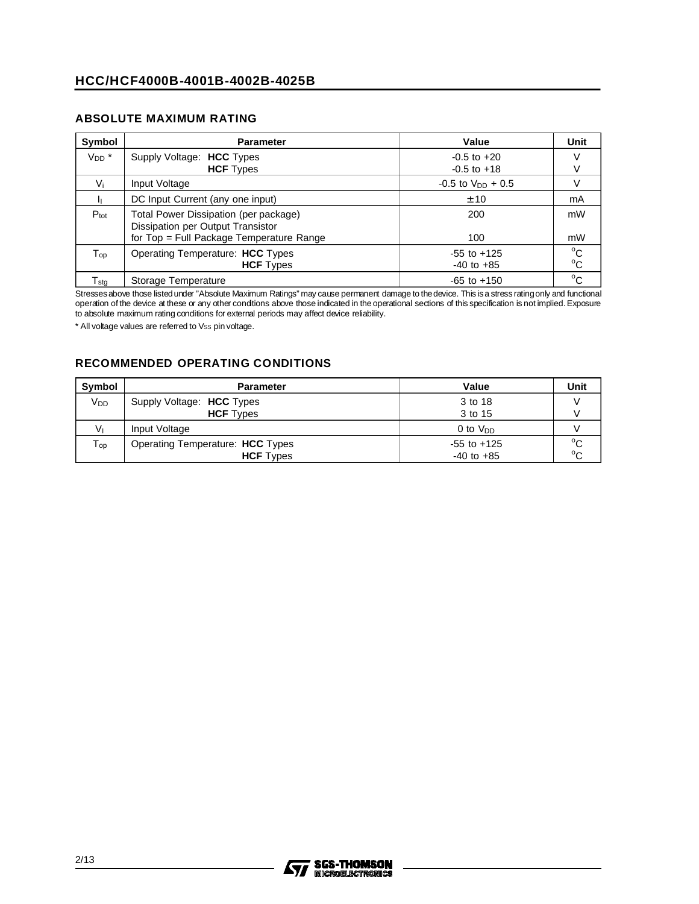## ABSOLUTE MAXIMUM RATING

| Symbol | Parameter | Value | Unit |
|---|---|---|---|
| $V_{DD}$ * | Supply Voltage: **HCC** Types<br>**HCF** Types | -0.5 to +20<br>-0.5 to +18 | V<br>V |
| $V_i$ | Input Voltage | -0.5 to $V_{DD}$ + 0.5 | V |
| $I_I$ | DC Input Current (any one input) | ± 10 | mA |
| $P_{tot}$ | Total Power Dissipation (per package)<br>Dissipation per Output Transistor<br>for Top = Full Package Temperature Range | 200<br><br>100 | mW<br><br>mW |
| $T_{op}$ | Operating Temperature: **HCC** Types<br>**HCF** Types | -55 to +125<br>-40 to +85 | °C<br>°C |
| $T_{stg}$ | Storage Temperature | -65 to +150 | °C |

Stresses above those listed under "Absolute Maximum Ratings" may cause permanent damage to the device. This is a stress rating only and functional operation of the device at these or any other conditions above those indicated in the operational sections of this specification is not implied. Exposure to absolute maximum rating conditions for external periods may affect device reliability.

* All voltage values are referred to $V_{SS}$ pin voltage.

## RECOMMENDED OPERATING CONDITIONS

| Symbol | Parameter | Value | Unit |
|---|---|---|---|
| $V_{DD}$ | Supply Voltage: **HCC** Types<br>**HCF** Types | 3 to 18<br>3 to 15 | V<br>V |
| $V_I$ | Input Voltage | 0 to $V_{DD}$ | V |
| $T_{op}$ | Operating Temperature: **HCC** Types<br>**HCF** Types | -55 to +125<br>-40 to +85 | °C<br>°C |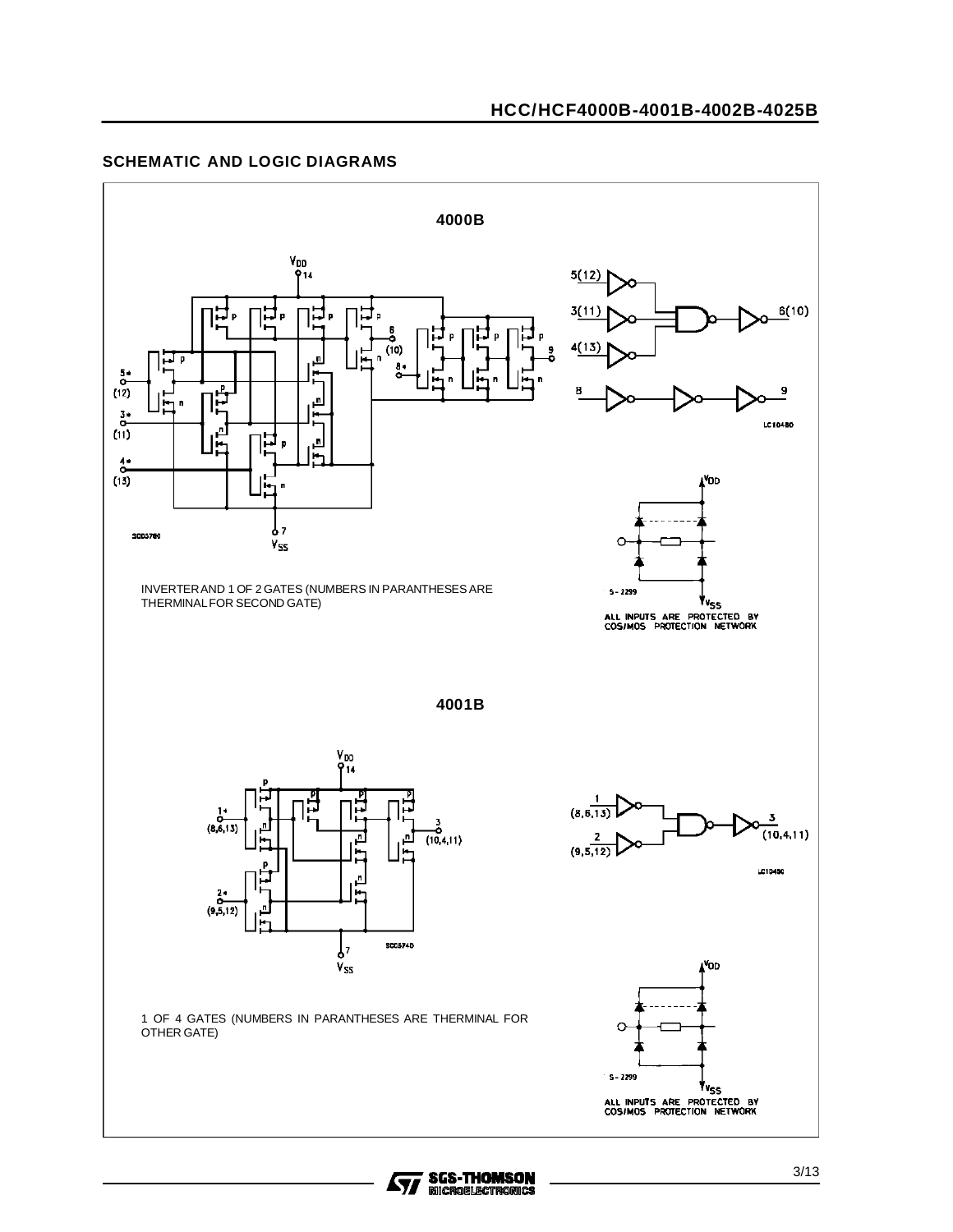## SCHEMATIC AND LOGIC DIAGRAMS

### 4000B

INVERTER AND 1 OF 2 GATES (NUMBERS IN PARANTHESES ARE THERMINAL FOR SECOND GATE)

ALL INPUTS ARE PROTECTED BY COS/MOS PROTECTION NETWORK

### 4001B

1 OF 4 GATES (NUMBERS IN PARANTHESES ARE THERMINAL FOR OTHER GATE)

ALL INPUTS ARE PROTECTED BY COS/MOS PROTECTION NETWORK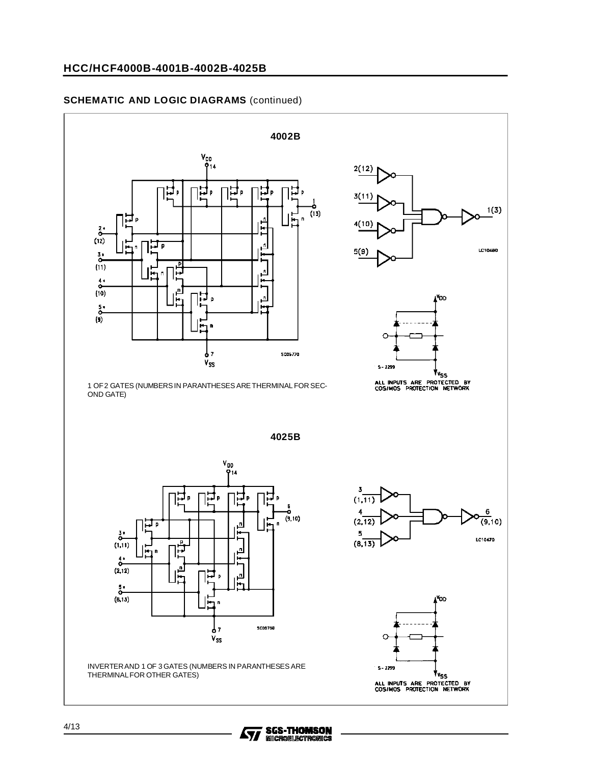## SCHEMATIC AND LOGIC DIAGRAMS (continued)

### 4002B

1 OF 2 GATES (NUMBERS IN PARANTHESES ARE THERMINAL FOR SECOND GATE)

ALL INPUTS ARE PROTECTED BY COS/MOS PROTECTION NETWORK

### 4025B

INVERTER AND 1 OF 3 GATES (NUMBERS IN PARANTHESES ARE THERMINAL FOR OTHER GATES)

ALL INPUTS ARE PROTECTED BY COS/MOS PROTECTION NETWORK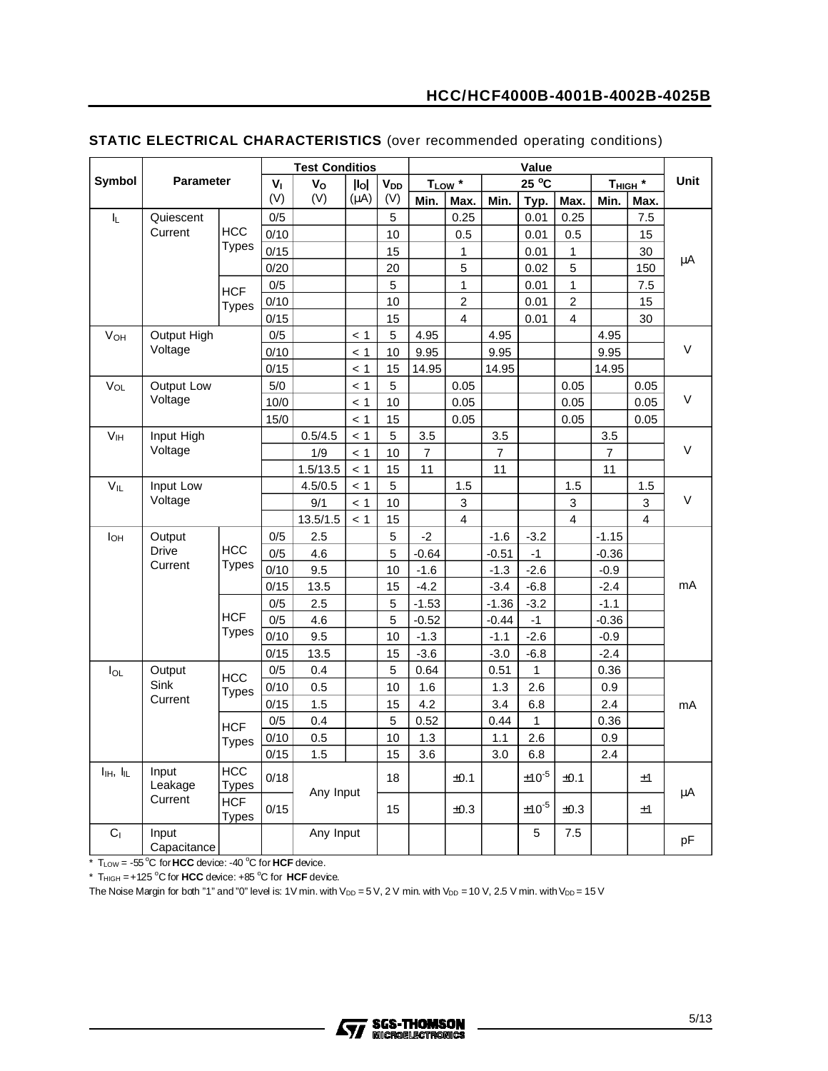## STATIC ELECTRICAL CHARACTERISTICS (over recommended operating conditions)

| Symbol | Parameter | | Test Conditios | | | | Value | | | | | | | Unit |
|---|---|---|---|---|---|---|---|---|---|---|---|---|---|---|
| | | | $V_I$ (V) | $V_O$ (V) | $\|I_O\|$ (μA) | $V_{DD}$ (V) | $T_{LOW}$ * | | 25 °C | | | $T_{HIGH}$ * | | |
| | | | | | | | Min. | Max. | Min. | Typ. | Max. | Min. | Max. | |
| $I_L$ | Quiescent Current | HCC Types | 0/5 | | | 5 | | 0.25 | | 0.01 | 0.25 | | 7.5 | μA |
| | | | 0/10 | | | 10 | | 0.5 | | 0.01 | 0.5 | | 15 | |
| | | | 0/15 | | | 15 | | 1 | | 0.01 | 1 | | 30 | |
| | | | 0/20 | | | 20 | | 5 | | 0.02 | 5 | | 150 | |
| | | HCF Types | 0/5 | | | 5 | | 1 | | 0.01 | 1 | | 7.5 | |
| | | | 0/10 | | | 10 | | 2 | | 0.01 | 2 | | 15 | |
| | | | 0/15 | | | 15 | | 4 | | 0.01 | 4 | | 30 | |
| $V_{OH}$ | Output High Voltage | | 0/5 | | < 1 | 5 | 4.95 | | 4.95 | | | 4.95 | | V |
| | | | 0/10 | | < 1 | 10 | 9.95 | | 9.95 | | | 9.95 | | |
| | | | 0/15 | | < 1 | 15 | 14.95 | | 14.95 | | | 14.95 | | |
| $V_{OL}$ | Output Low Voltage | | 5/0 | | < 1 | 5 | | 0.05 | | | 0.05 | | 0.05 | V |
| | | | 10/0 | | < 1 | 10 | | 0.05 | | | 0.05 | | 0.05 | |
| | | | 15/0 | | < 1 | 15 | | 0.05 | | | 0.05 | | 0.05 | |
| $V_{IH}$ | Input High Voltage | | | 0.5/4.5 | < 1 | 5 | 3.5 | | 3.5 | | | 3.5 | | V |
| | | | | 1/9 | < 1 | 10 | 7 | | 7 | | | 7 | | |
| | | | | 1.5/13.5 | < 1 | 15 | 11 | | 11 | | | 11 | | |
| $V_{IL}$ | Input Low Voltage | | | 4.5/0.5 | < 1 | 5 | | 1.5 | | | 1.5 | | 1.5 | V |
| | | | | 9/1 | < 1 | 10 | | 3 | | | 3 | | 3 | |
| | | | | 13.5/1.5 | < 1 | 15 | | 4 | | | 4 | | 4 | |
| $I_{OH}$ | Output Drive Current | HCC Types | 0/5 | 2.5 | | 5 | -2 | | -1.6 | -3.2 | | -1.15 | | mA |
| | | | 0/5 | 4.6 | | 5 | -0.64 | | -0.51 | -1 | | -0.36 | | |
| | | | 0/10 | 9.5 | | 10 | -1.6 | | -1.3 | -2.6 | | -0.9 | | |
| | | | 0/15 | 13.5 | | 15 | -4.2 | | -3.4 | -6.8 | | -2.4 | | |
| | | HCF Types | 0/5 | 2.5 | | 5 | -1.53 | | -1.36 | -3.2 | | -1.1 | | |
| | | | 0/5 | 4.6 | | 5 | -0.52 | | -0.44 | -1 | | -0.36 | | |
| | | | 0/10 | 9.5 | | 10 | -1.3 | | -1.1 | -2.6 | | -0.9 | | |
| | | | 0/15 | 13.5 | | 15 | -3.6 | | -3.0 | -6.8 | | -2.4 | | |
| $I_{OL}$ | Output Sink Current | HCC Types | 0/5 | 0.4 | | 5 | 0.64 | | 0.51 | 1 | | 0.36 | | mA |
| | | | 0/10 | 0.5 | | 10 | 1.6 | | 1.3 | 2.6 | | 0.9 | | |
| | | | 0/15 | 1.5 | | 15 | 4.2 | | 3.4 | 6.8 | | 2.4 | | |
| | | HCF Types | 0/5 | 0.4 | | 5 | 0.52 | | 0.44 | 1 | | 0.36 | | |
| | | | 0/10 | 0.5 | | 10 | 1.3 | | 1.1 | 2.6 | | 0.9 | | |
| | | | 0/15 | 1.5 | | 15 | 3.6 | | 3.0 | 6.8 | | 2.4 | | |
| $I_{IH}$, $I_{IL}$ | Input Leakage Current | HCC Types | 0/18 | Any Input | | 18 | | ±0.1 | | $\pm 10^{-5}$ | ±0.1 | | ±1 | μA |
| | | HCF Types | 0/15 | Any Input | | 15 | | ±0.3 | | $\pm 10^{-5}$ | ±0.3 | | ±1 | |
| $C_I$ | Input Capacitance | | | Any Input | | | | | | 5 | 7.5 | | | pF |

\* $T_{LOW}$ = -55 °C for **HCC** device: -40 °C for **HCF** device.

\* $T_{HIGH}$ = +125 °C for **HCC** device: +85 °C for **HCF** device.

The Noise Margin for both "1" and "0" level is: 1V min. with $V_{DD}$ = 5 V, 2 V min. with $V_{DD}$ = 10 V, 2.5 V min. with $V_{DD}$ = 15 V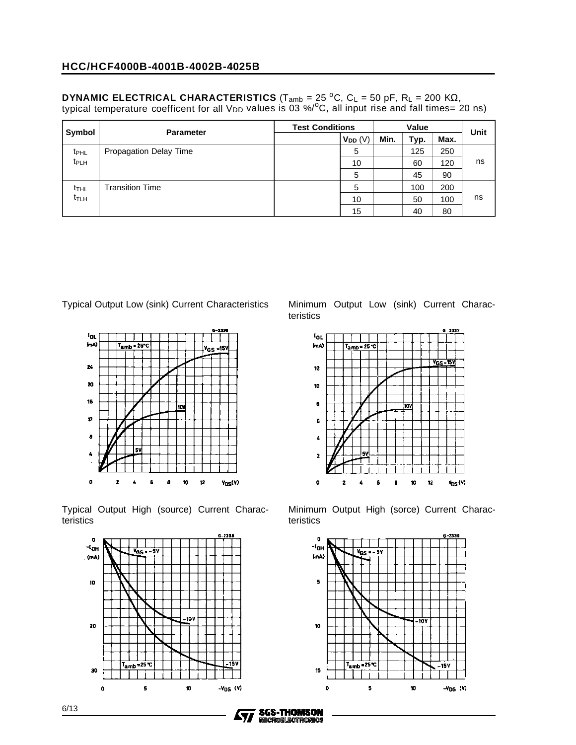**DYNAMIC ELECTRICAL CHARACTERISTICS** ($T_{amb}$ = 25 °C, $C_L$ = 50 pF, $R_L$ = 200 KΩ, typical temperature coefficent for all $V_{DD}$ values is 03 %/°C, all input rise and fall times= 20 ns)

| Symbol | Parameter | Test Conditions | | Value | | | Unit |
|---|---|---|---|---|---|---|---|
| | | | $V_{DD}$ (V) | Min. | Typ. | Max. | |
| $t_{PHL}$ $t_{PLH}$ | Propagation Delay Time | | 5 | | 125 | 250 | ns |
| | | | 10 | | 60 | 120 | |
| | | | 5 | | 45 | 90 | |
| $t_{THL}$ $t_{TLH}$ | Transition Time | | 5 | | 100 | 200 | ns |
| | | | 10 | | 50 | 100 | |
| | | | 15 | | 40 | 80 | |

Typical Output Low (sink) Current Characteristics

Minimum Output Low (sink) Current Characteristics

Typical Output High (source) Current Characteristics

Minimum Output High (sorce) Current Characteristics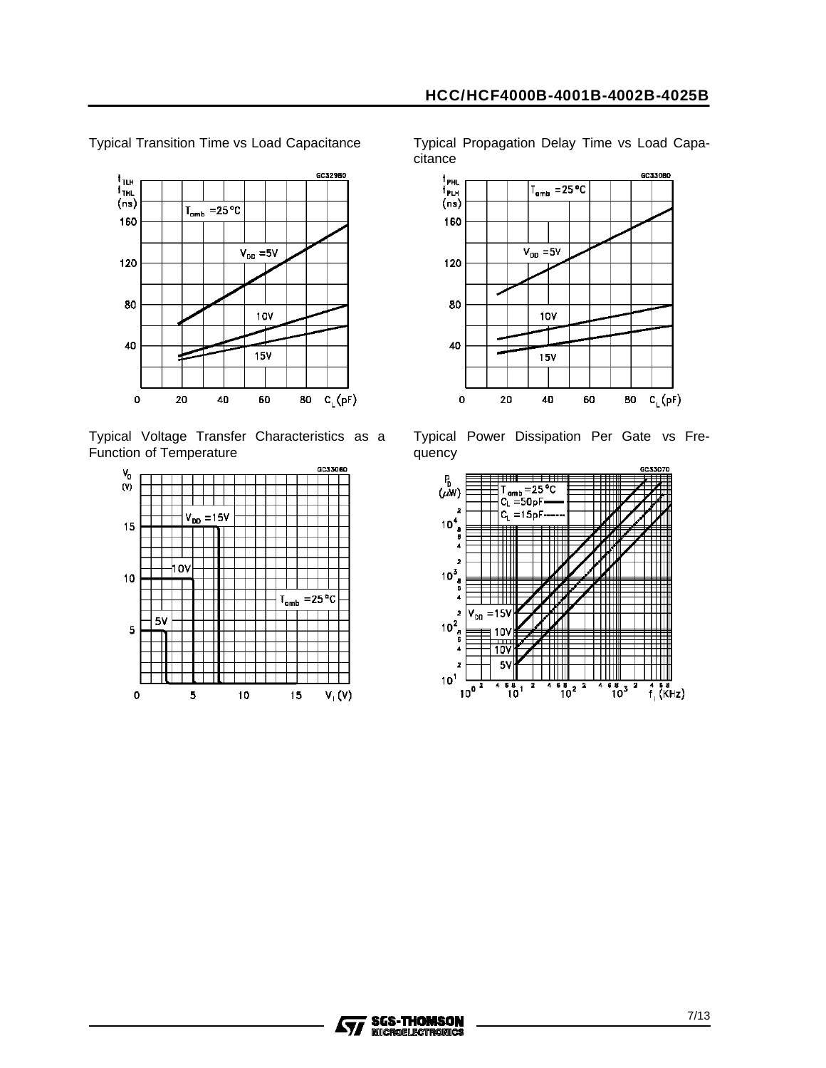Typical Transition Time vs Load Capacitance

Typical Propagation Delay Time vs Load Capacitance

Typical Voltage Transfer Characteristics as a Function of Temperature

Typical Power Dissipation Per Gate vs Frequency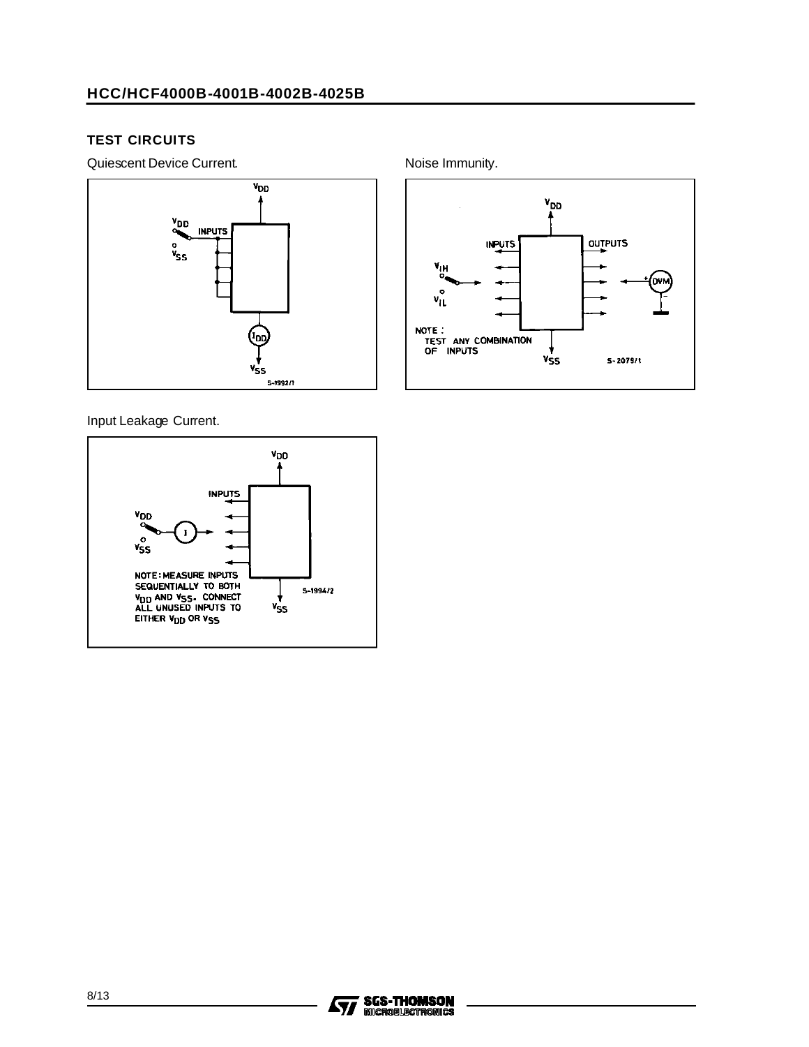## TEST CIRCUITS

Quiescent Device Current.

Noise Immunity.

Input Leakage Current.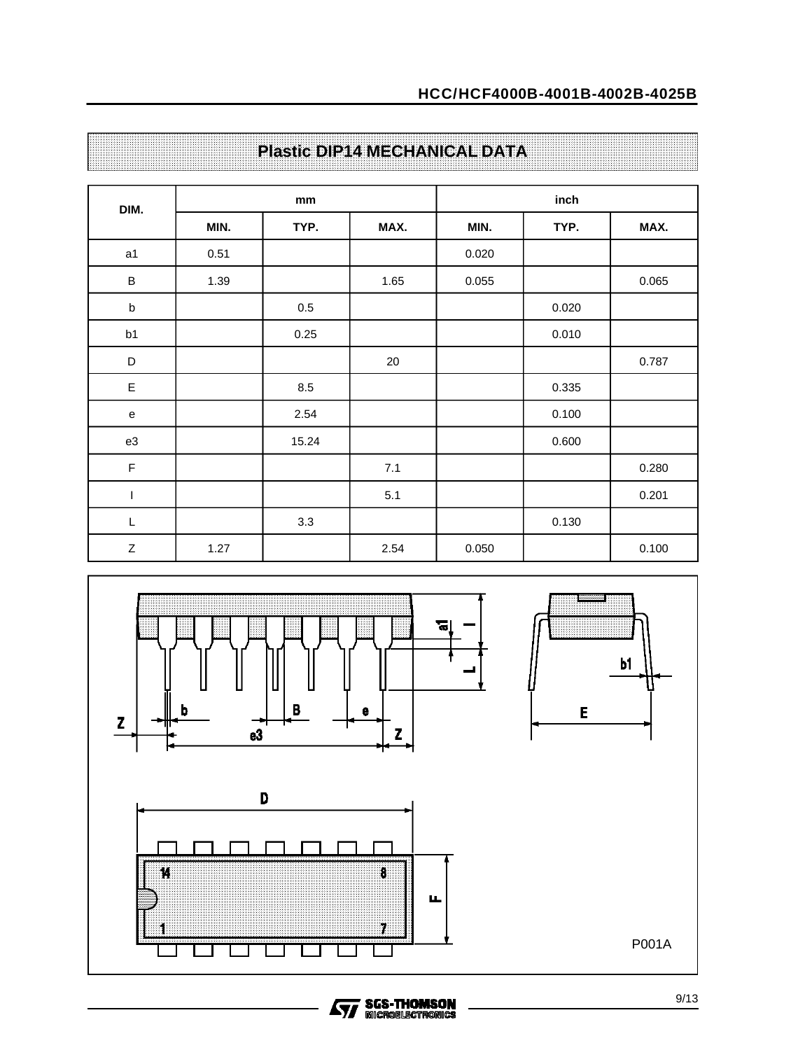## Plastic DIP14 MECHANICAL DATA

| DIM. | mm | | | inch | | |
|---|---|---|---|---|---|---|
| | MIN. | TYP. | MAX. | MIN. | TYP. | MAX. |
| a1 | 0.51 | | | 0.020 | | |
| B | 1.39 | | 1.65 | 0.055 | | 0.065 |
| b | | 0.5 | | | 0.020 | |
| b1 | | 0.25 | | | 0.010 | |
| D | | | 20 | | | 0.787 |
| E | | 8.5 | | | 0.335 | |
| e | | 2.54 | | | 0.100 | |
| e3 | | 15.24 | | | 0.600 | |
| F | | | 7.1 | | | 0.280 |
| I | | | 5.1 | | | 0.201 |
| L | | 3.3 | | | 0.130 | |
| Z | 1.27 | | 2.54 | 0.050 | | 0.100 |

P001A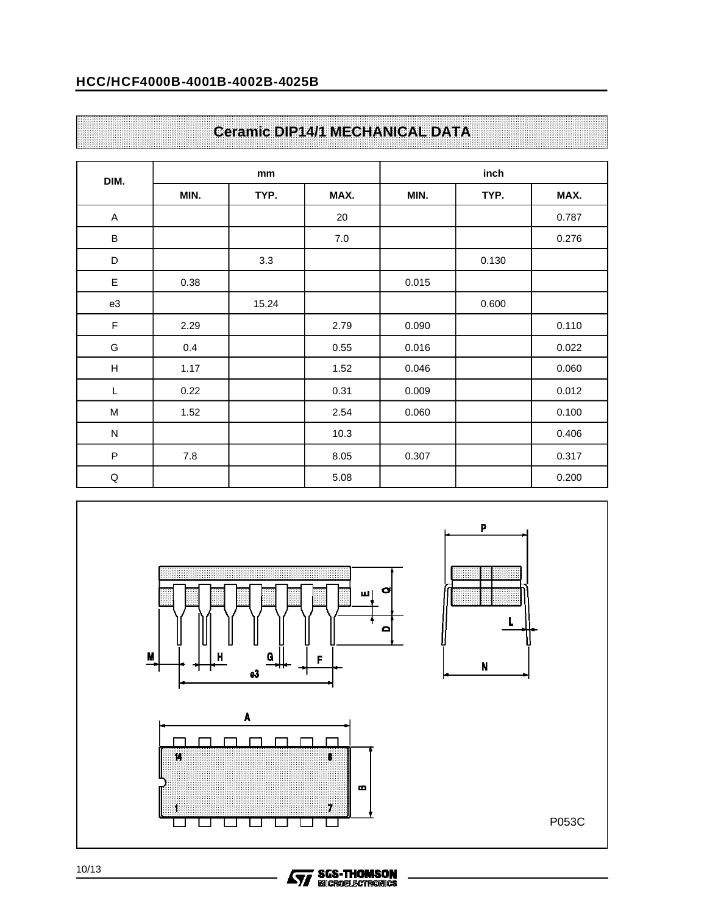## Ceramic DIP14/1 MECHANICAL DATA

| DIM. | mm | | | inch | | |
|---|---|---|---|---|---|---|
| | MIN. | TYP. | MAX. | MIN. | TYP. | MAX. |
| A | | | 20 | | | 0.787 |
| B | | | 7.0 | | | 0.276 |
| D | | 3.3 | | | 0.130 | |
| E | 0.38 | | | 0.015 | | |
| e3 | | 15.24 | | | 0.600 | |
| F | 2.29 | | 2.79 | 0.090 | | 0.110 |
| G | 0.4 | | 0.55 | 0.016 | | 0.022 |
| H | 1.17 | | 1.52 | 0.046 | | 0.060 |
| L | 0.22 | | 0.31 | 0.009 | | 0.012 |
| M | 1.52 | | 2.54 | 0.060 | | 0.100 |
| N | | | 10.3 | | | 0.406 |
| P | 7.8 | | 8.05 | 0.307 | | 0.317 |
| Q | | | 5.08 | | | 0.200 |

P053C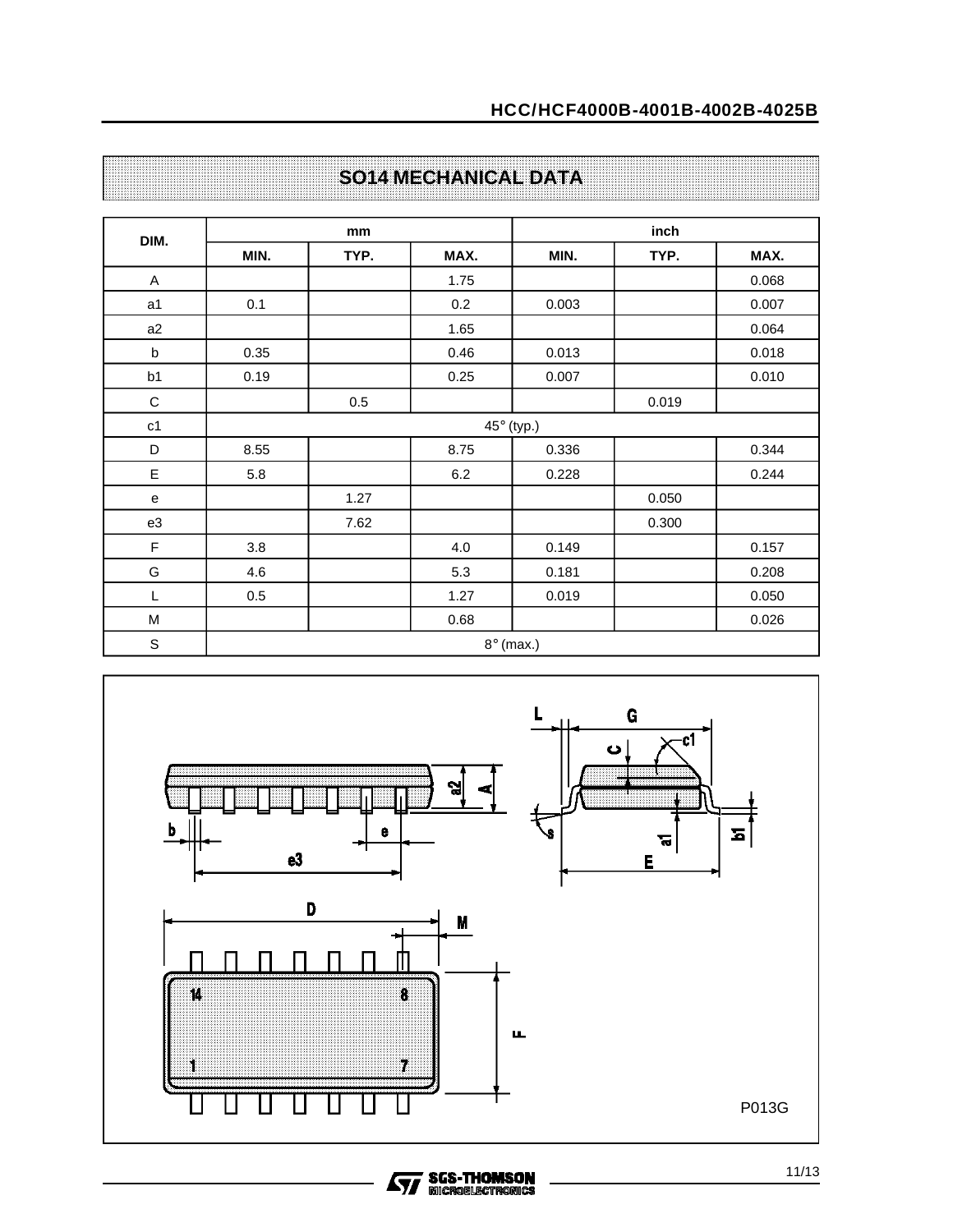## SO14 MECHANICAL DATA

| DIM. | mm | | | inch | | |
|---|---|---|---|---|---|---|
| | MIN. | TYP. | MAX. | MIN. | TYP. | MAX. |
| A | | | 1.75 | | | 0.068 |
| a1 | 0.1 | | 0.2 | 0.003 | | 0.007 |
| a2 | | | 1.65 | | | 0.064 |
| b | 0.35 | | 0.46 | 0.013 | | 0.018 |
| b1 | 0.19 | | 0.25 | 0.007 | | 0.010 |
| C | | 0.5 | | | 0.019 | |
| c1 | 45° (typ.) | | | | | |
| D | 8.55 | | 8.75 | 0.336 | | 0.344 |
| E | 5.8 | | 6.2 | 0.228 | | 0.244 |
| e | | 1.27 | | | 0.050 | |
| e3 | | 7.62 | | | 0.300 | |
| F | 3.8 | | 4.0 | 0.149 | | 0.157 |
| G | 4.6 | | 5.3 | 0.181 | | 0.208 |
| L | 0.5 | | 1.27 | 0.019 | | 0.050 |
| M | | | 0.68 | | | 0.026 |
| S | 8° (max.) | | | | | |

P013G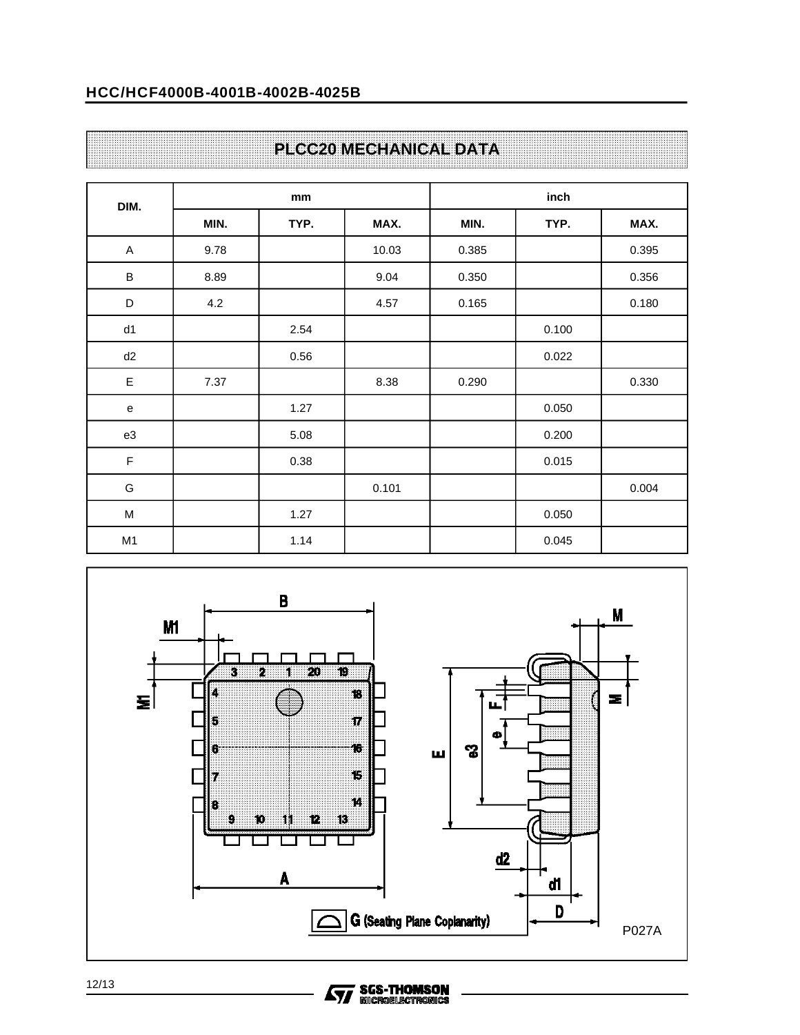## PLCC20 MECHANICAL DATA

| DIM. | mm | | | inch | | |
|---|---|---|---|---|---|---|
| | MIN. | TYP. | MAX. | MIN. | TYP. | MAX. |
| A | 9.78 | | 10.03 | 0.385 | | 0.395 |
| B | 8.89 | | 9.04 | 0.350 | | 0.356 |
| D | 4.2 | | 4.57 | 0.165 | | 0.180 |
| d1 | | 2.54 | | | 0.100 | |
| d2 | | 0.56 | | | 0.022 | |
| E | 7.37 | | 8.38 | 0.290 | | 0.330 |
| e | | 1.27 | | | 0.050 | |
| e3 | | 5.08 | | | 0.200 | |
| F | | 0.38 | | | 0.015 | |
| G | | | 0.101 | | | 0.004 |
| M | | 1.27 | | | 0.050 | |
| M1 | | 1.14 | | | 0.045 | |

G (Seating Plane Coplanarity)

P027A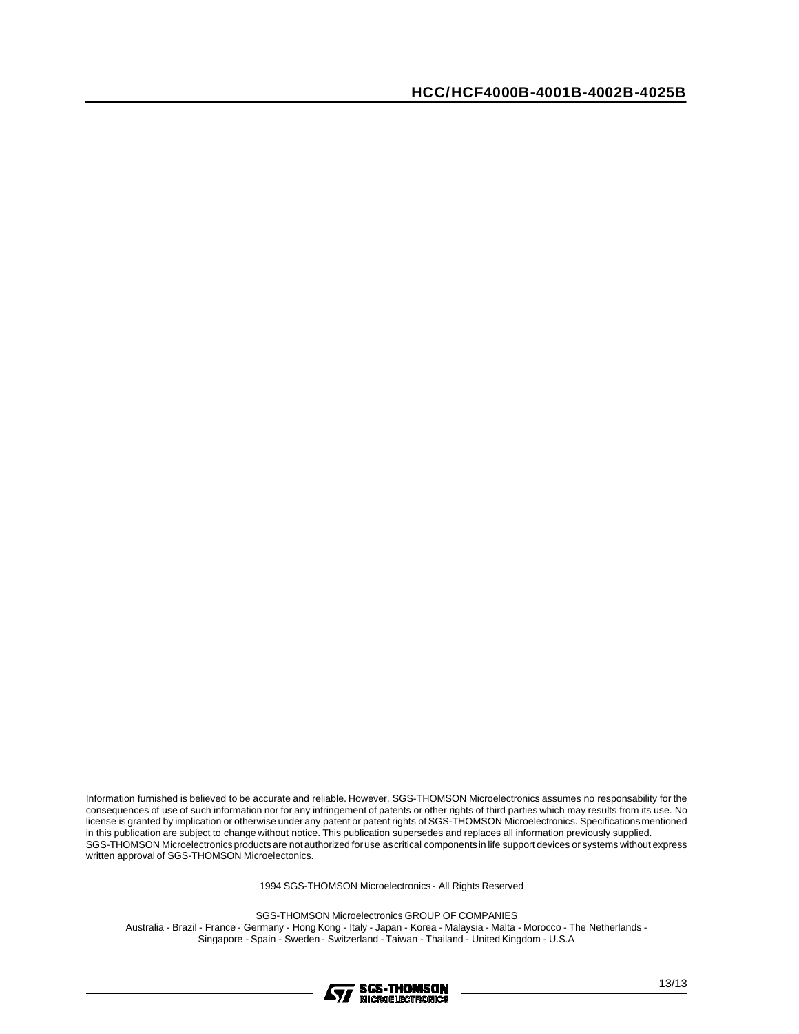Information furnished is believed to be accurate and reliable. However, SGS-THOMSON Microelectronics assumes no responsability for the consequences of use of such information nor for any infringement of patents or other rights of third parties which may results from its use. No license is granted by implication or otherwise under any patent or patent rights of SGS-THOMSON Microelectronics. Specifications mentioned in this publication are subject to change without notice. This publication supersedes and replaces all information previously supplied. SGS-THOMSON Microelectronics products are not authorized for use as critical components in life support devices or systems without express written approval of SGS-THOMSON Microelectonics.

1994 SGS-THOMSON Microelectronics - All Rights Reserved

SGS-THOMSON Microelectronics GROUP OF COMPANIES

Australia - Brazil - France - Germany - Hong Kong - Italy - Japan - Korea - Malaysia - Malta - Morocco - The Netherlands - Singapore - Spain - Sweden - Switzerland - Taiwan - Thailand - United Kingdom - U.S.A